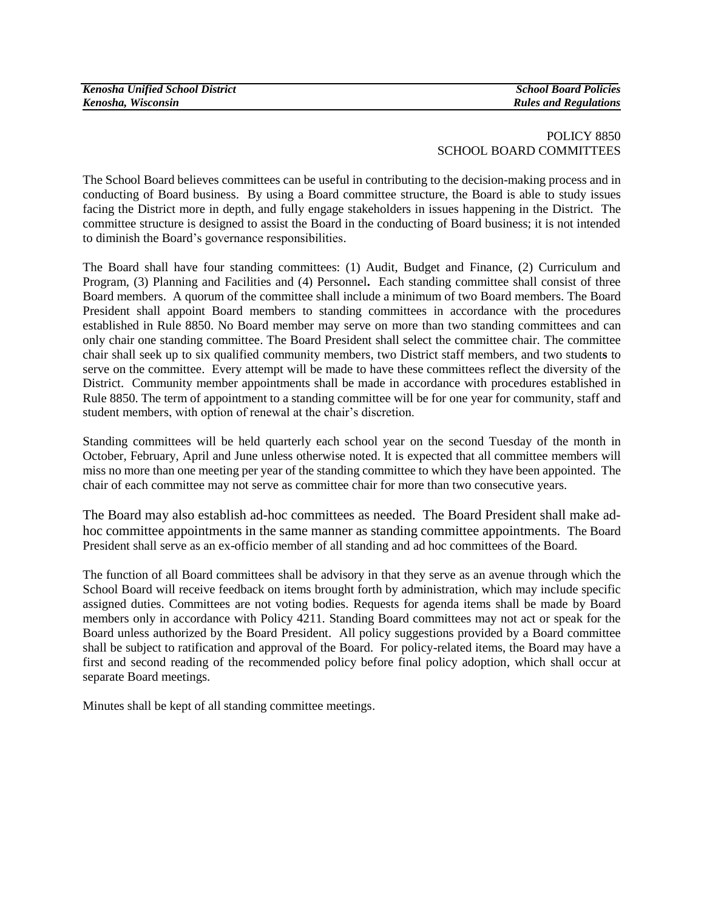POLICY 8850
SCHOOL BOARD COMMITTEES

The School Board believes committees can be useful in contributing to the decision-making process and in conducting of Board business. By using a Board committee structure, the Board is able to study issues facing the District more in depth, and fully engage stakeholders in issues happening in the District. The committee structure is designed to assist the Board in the conducting of Board business; it is not intended to diminish the Board's governance responsibilities.

The Board shall have four standing committees: (1) Audit, Budget and Finance, (2) Curriculum and Program, (3) Planning and Facilities and (4) Personnel**.** Each standing committee shall consist of three Board members. A quorum of the committee shall include a minimum of two Board members. The Board President shall appoint Board members to standing committees in accordance with the procedures established in Rule 8850. No Board member may serve on more than two standing committees and can only chair one standing committee. The Board President shall select the committee chair. The committee chair shall seek up to six qualified community members, two District staff members, and two student**s** to serve on the committee. Every attempt will be made to have these committees reflect the diversity of the District. Community member appointments shall be made in accordance with procedures established in Rule 8850. The term of appointment to a standing committee will be for one year for community, staff and student members, with option of renewal at the chair's discretion.

Standing committees will be held quarterly each school year on the second Tuesday of the month in October, February, April and June unless otherwise noted. It is expected that all committee members will miss no more than one meeting per year of the standing committee to which they have been appointed. The chair of each committee may not serve as committee chair for more than two consecutive years.

The Board may also establish ad-hoc committees as needed. The Board President shall make ad-hoc committee appointments in the same manner as standing committee appointments. The Board President shall serve as an ex-officio member of all standing and ad hoc committees of the Board.

The function of all Board committees shall be advisory in that they serve as an avenue through which the School Board will receive feedback on items brought forth by administration, which may include specific assigned duties. Committees are not voting bodies. Requests for agenda items shall be made by Board members only in accordance with Policy 4211. Standing Board committees may not act or speak for the Board unless authorized by the Board President. All policy suggestions provided by a Board committee shall be subject to ratification and approval of the Board. For policy-related items, the Board may have a first and second reading of the recommended policy before final policy adoption, which shall occur at separate Board meetings.

Minutes shall be kept of all standing committee meetings.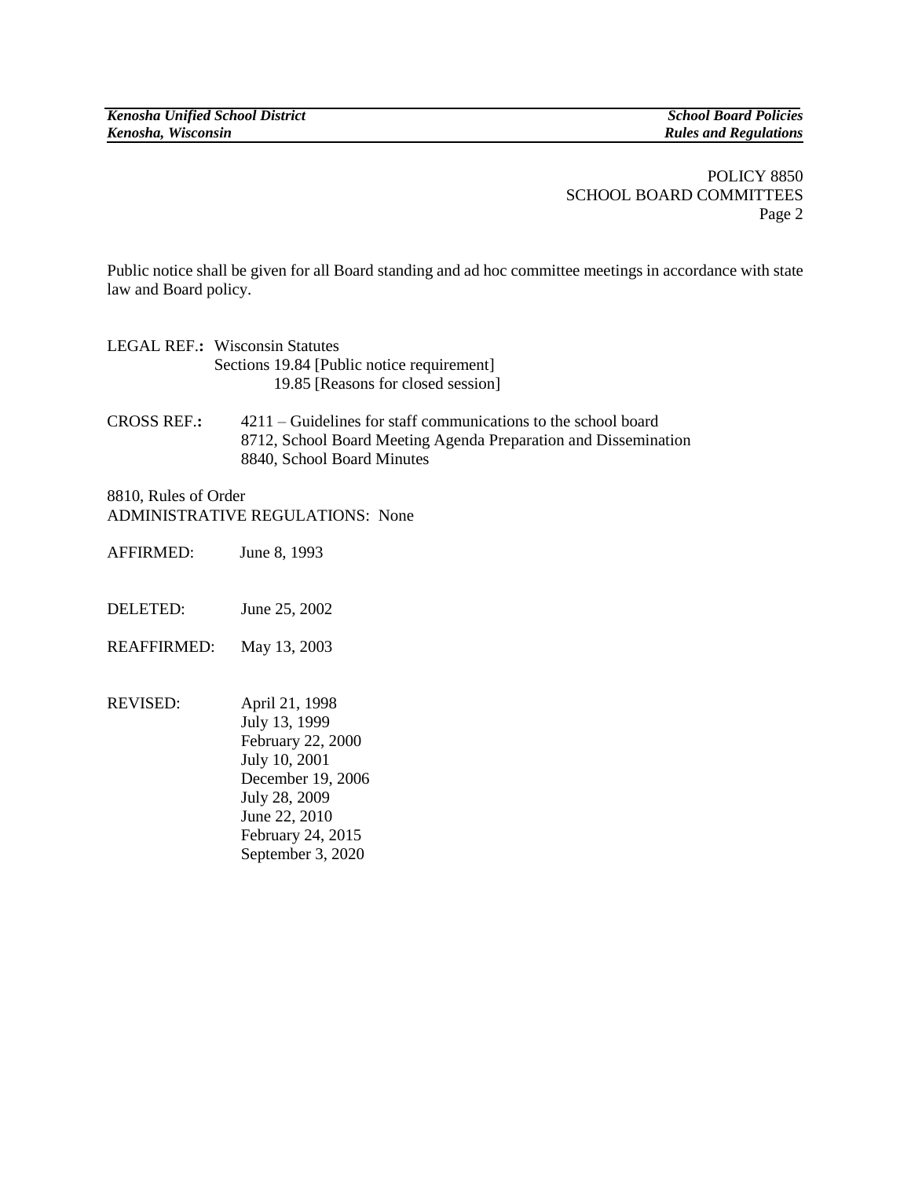POLICY 8850
SCHOOL BOARD COMMITTEES
Page 2

Public notice shall be given for all Board standing and ad hoc committee meetings in accordance with state law and Board policy.

LEGAL REF.: Wisconsin Statutes
Sections 19.84 [Public notice requirement]
19.85 [Reasons for closed session]

CROSS REF.: 4211 – Guidelines for staff communications to the school board
8712, School Board Meeting Agenda Preparation and Dissemination
8840, School Board Minutes

8810, Rules of Order
ADMINISTRATIVE REGULATIONS: None

AFFIRMED: June 8, 1993

DELETED: June 25, 2002

REAFFIRMED: May 13, 2003

REVISED: April 21, 1998
July 13, 1999
February 22, 2000
July 10, 2001
December 19, 2006
July 28, 2009
June 22, 2010
February 24, 2015
September 3, 2020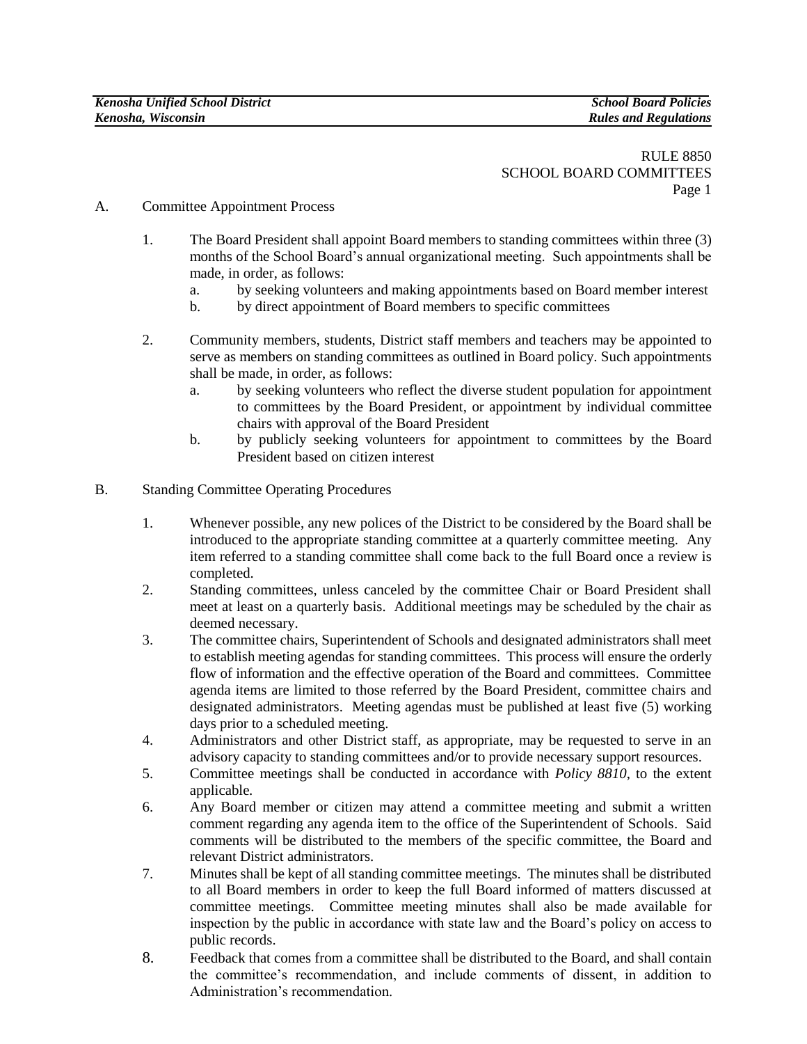RULE 8850
SCHOOL BOARD COMMITTEES

A. Committee Appointment Process

1. The Board President shall appoint Board members to standing committees within three (3) months of the School Board's annual organizational meeting. Such appointments shall be made, in order, as follows:
   a. by seeking volunteers and making appointments based on Board member interest
   b. by direct appointment of Board members to specific committees

2. Community members, students, District staff members and teachers may be appointed to serve as members on standing committees as outlined in Board policy. Such appointments shall be made, in order, as follows:
   a. by seeking volunteers who reflect the diverse student population for appointment to committees by the Board President, or appointment by individual committee chairs with approval of the Board President
   b. by publicly seeking volunteers for appointment to committees by the Board President based on citizen interest

B. Standing Committee Operating Procedures

1. Whenever possible, any new polices of the District to be considered by the Board shall be introduced to the appropriate standing committee at a quarterly committee meeting. Any item referred to a standing committee shall come back to the full Board once a review is completed.
2. Standing committees, unless canceled by the committee Chair or Board President shall meet at least on a quarterly basis. Additional meetings may be scheduled by the chair as deemed necessary.
3. The committee chairs, Superintendent of Schools and designated administrators shall meet to establish meeting agendas for standing committees. This process will ensure the orderly flow of information and the effective operation of the Board and committees. Committee agenda items are limited to those referred by the Board President, committee chairs and designated administrators. Meeting agendas must be published at least five (5) working days prior to a scheduled meeting.
4. Administrators and other District staff, as appropriate, may be requested to serve in an advisory capacity to standing committees and/or to provide necessary support resources.
5. Committee meetings shall be conducted in accordance with *Policy 8810*, to the extent applicable.
6. Any Board member or citizen may attend a committee meeting and submit a written comment regarding any agenda item to the office of the Superintendent of Schools. Said comments will be distributed to the members of the specific committee, the Board and relevant District administrators.
7. Minutes shall be kept of all standing committee meetings. The minutes shall be distributed to all Board members in order to keep the full Board informed of matters discussed at committee meetings. Committee meeting minutes shall also be made available for inspection by the public in accordance with state law and the Board's policy on access to public records.
8. Feedback that comes from a committee shall be distributed to the Board, and shall contain the committee's recommendation, and include comments of dissent, in addition to Administration's recommendation.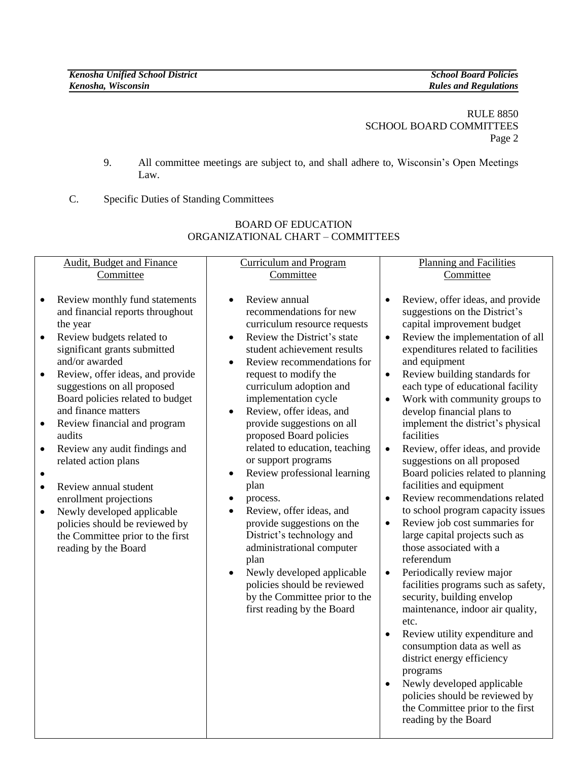RULE 8850
SCHOOL BOARD COMMITTEES

9. All committee meetings are subject to, and shall adhere to, Wisconsin's Open Meetings Law.

C. Specific Duties of Standing Committees

BOARD OF EDUCATION
ORGANIZATIONAL CHART – COMMITTEES

| Audit, Budget and Finance Committee | Curriculum and Program Committee | Planning and Facilities Committee |
|---|---|---|
| • Review monthly fund statements and financial reports throughout the year<br>• Review budgets related to significant grants submitted and/or awarded<br>• Review, offer ideas, and provide suggestions on all proposed Board policies related to budget and finance matters<br>• Review financial and program audits<br>• Review any audit findings and related action plans<br>•<br>• Review annual student enrollment projections<br>• Newly developed applicable policies should be reviewed by the Committee prior to the first reading by the Board | • Review annual recommendations for new curriculum resource requests<br>• Review the District's state student achievement results<br>• Review recommendations for request to modify the curriculum adoption and implementation cycle<br>• Review, offer ideas, and provide suggestions on all proposed Board policies related to education, teaching or support programs<br>• Review professional learning plan<br>• process.<br>• Review, offer ideas, and provide suggestions on the District's technology and administrational computer plan<br>• Newly developed applicable policies should be reviewed by the Committee prior to the first reading by the Board | • Review, offer ideas, and provide suggestions on the District's capital improvement budget<br>• Review the implementation of all expenditures related to facilities and equipment<br>• Review building standards for each type of educational facility<br>• Work with community groups to develop financial plans to implement the district's physical facilities<br>• Review, offer ideas, and provide suggestions on all proposed Board policies related to planning facilities and equipment<br>• Review recommendations related to school program capacity issues<br>• Review job cost summaries for large capital projects such as those associated with a referendum<br>• Periodically review major facilities programs such as safety, security, building envelop maintenance, indoor air quality, etc.<br>• Review utility expenditure and consumption data as well as district energy efficiency programs<br>• Newly developed applicable policies should be reviewed by the Committee prior to the first reading by the Board |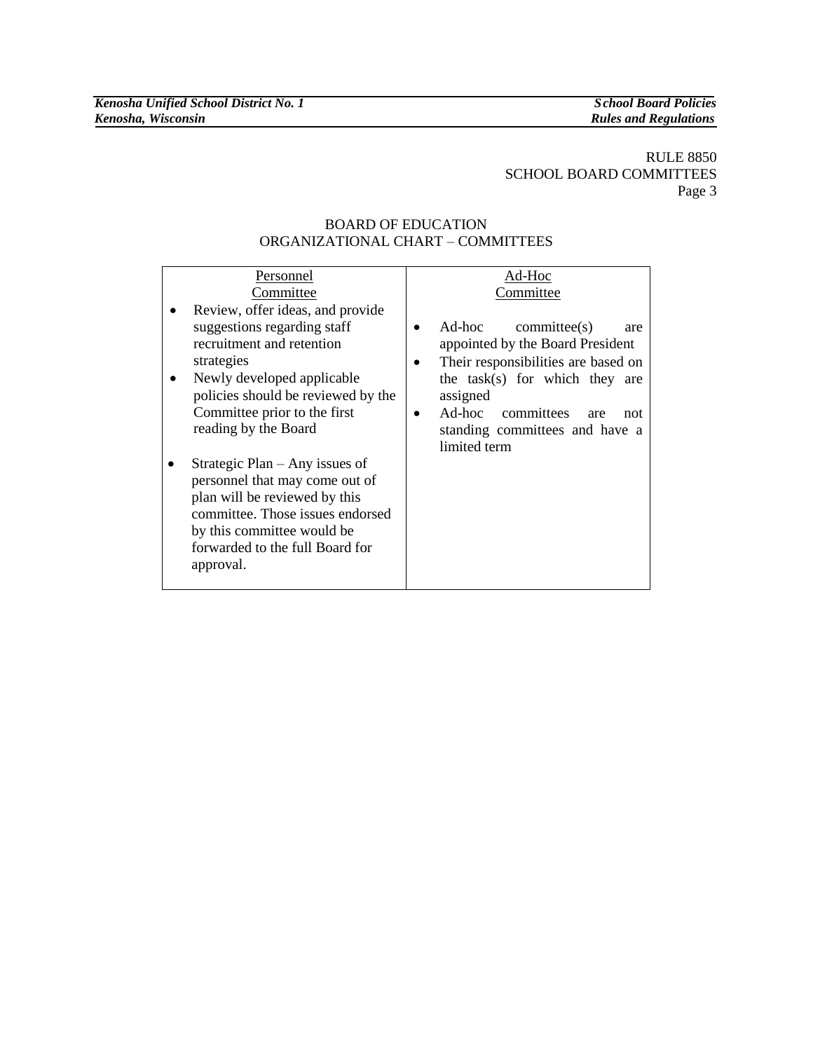RULE 8850
SCHOOL BOARD COMMITTEES

BOARD OF EDUCATION
ORGANIZATIONAL CHART – COMMITTEES

| Personnel Committee | Ad-Hoc Committee |
|---|---|
| • Review, offer ideas, and provide suggestions regarding staff recruitment and retention strategies<br>• Newly developed applicable policies should be reviewed by the Committee prior to the first reading by the Board<br>• Strategic Plan – Any issues of personnel that may come out of plan will be reviewed by this committee. Those issues endorsed by this committee would be forwarded to the full Board for approval. | • Ad-hoc committee(s) are appointed by the Board President<br>• Their responsibilities are based on the task(s) for which they are assigned<br>• Ad-hoc committees are not standing committees and have a limited term |